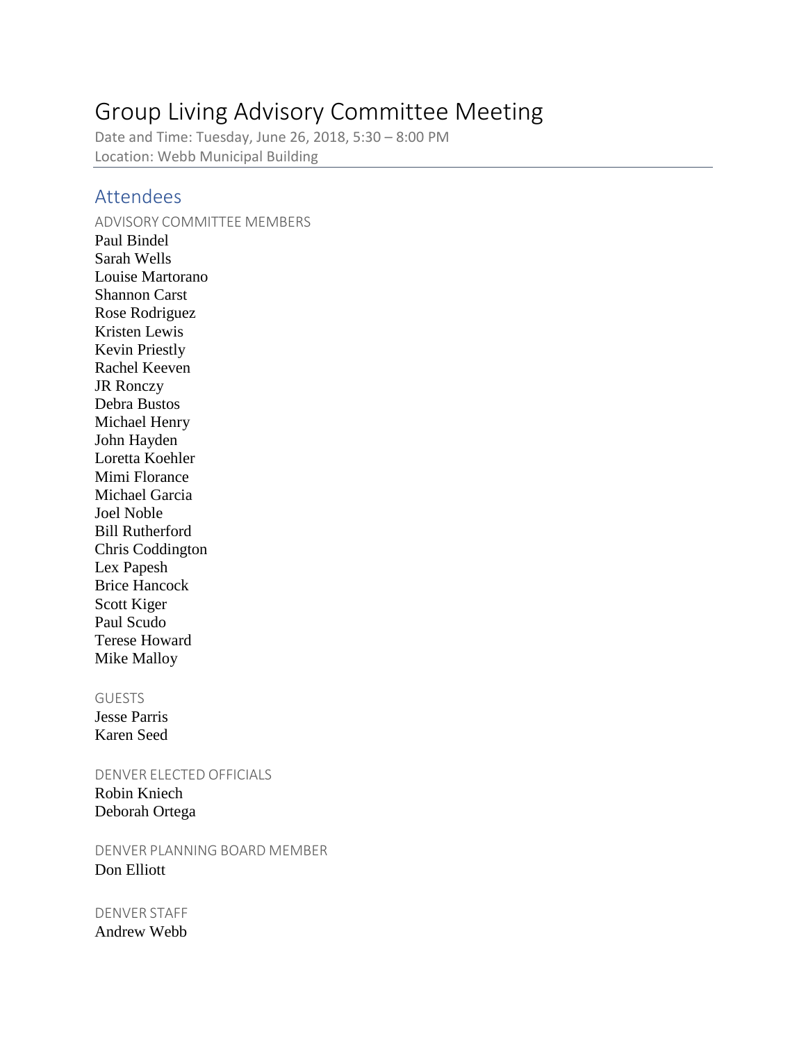# Group Living Advisory Committee Meeting

Date and Time: Tuesday, June 26, 2018, 5:30 – 8:00 PM
Location: Webb Municipal Building

## Attendees

### ADVISORY COMMITTEE MEMBERS

Paul Bindel
Sarah Wells
Louise Martorano
Shannon Carst
Rose Rodriguez
Kristen Lewis
Kevin Priestly
Rachel Keeven
JR Ronczy
Debra Bustos
Michael Henry
John Hayden
Loretta Koehler
Mimi Florance
Michael Garcia
Joel Noble
Bill Rutherford
Chris Coddington
Lex Papesh
Brice Hancock
Scott Kiger
Paul Scudo
Terese Howard
Mike Malloy

### GUESTS

Jesse Parris
Karen Seed

### DENVER ELECTED OFFICIALS

Robin Kniech
Deborah Ortega

### DENVER PLANNING BOARD MEMBER

Don Elliott

### DENVER STAFF

Andrew Webb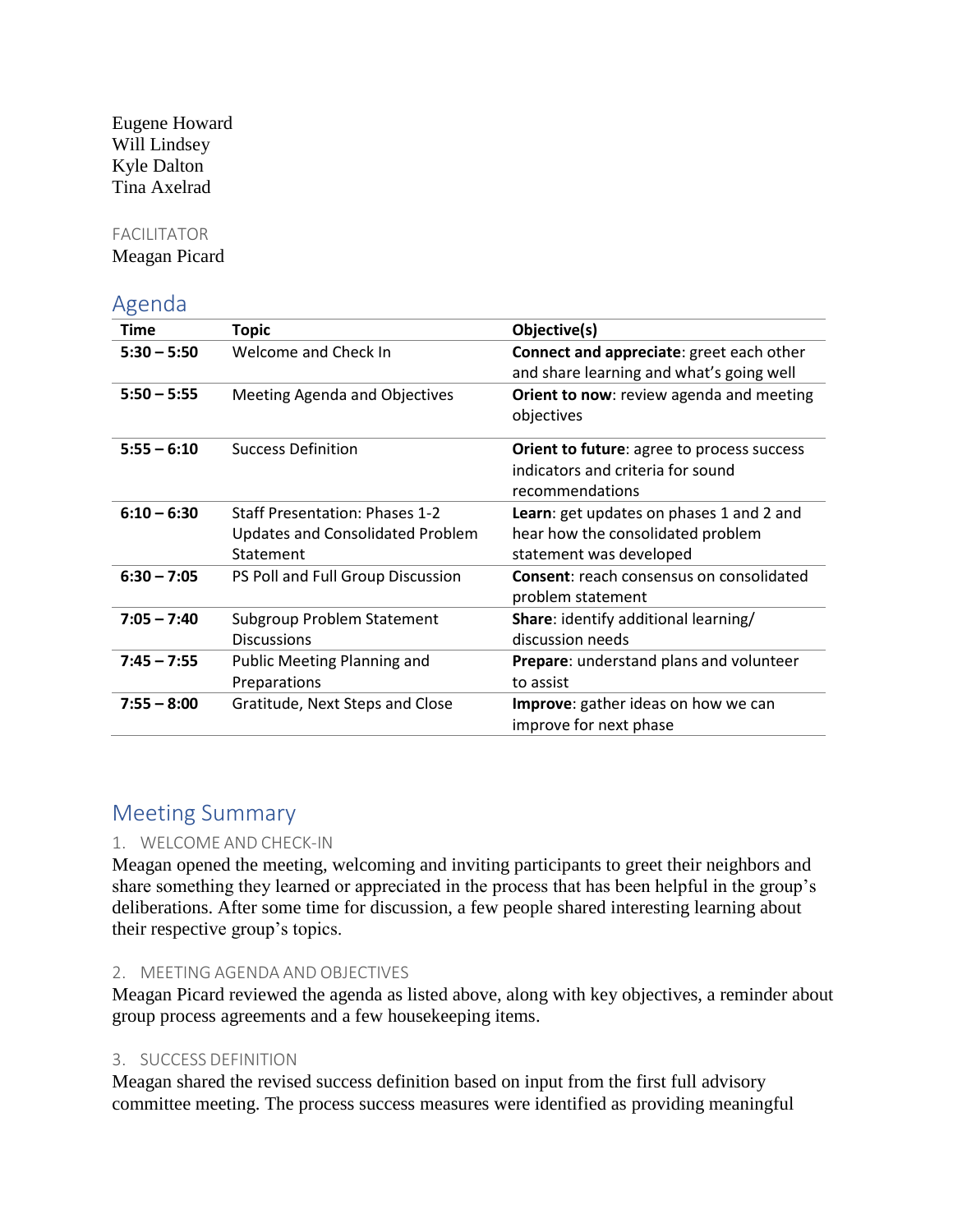Eugene Howard
Will Lindsey
Kyle Dalton
Tina Axelrad

FACILITATOR
Meagan Picard

## Agenda

| Time | Topic | Objective(s) |
|---|---|---|
| **5:30 – 5:50** | Welcome and Check In | **Connect and appreciate**: greet each other and share learning and what's going well |
| **5:50 – 5:55** | Meeting Agenda and Objectives | **Orient to now**: review agenda and meeting objectives |
| **5:55 – 6:10** | Success Definition | **Orient to future**: agree to process success indicators and criteria for sound recommendations |
| **6:10 – 6:30** | Staff Presentation: Phases 1-2 Updates and Consolidated Problem Statement | **Learn**: get updates on phases 1 and 2 and hear how the consolidated problem statement was developed |
| **6:30 – 7:05** | PS Poll and Full Group Discussion | **Consent**: reach consensus on consolidated problem statement |
| **7:05 – 7:40** | Subgroup Problem Statement Discussions | **Share**: identify additional learning/ discussion needs |
| **7:45 – 7:55** | Public Meeting Planning and Preparations | **Prepare**: understand plans and volunteer to assist |
| **7:55 – 8:00** | Gratitude, Next Steps and Close | **Improve**: gather ideas on how we can improve for next phase |

## Meeting Summary

### 1. WELCOME AND CHECK-IN

Meagan opened the meeting, welcoming and inviting participants to greet their neighbors and share something they learned or appreciated in the process that has been helpful in the group's deliberations. After some time for discussion, a few people shared interesting learning about their respective group's topics.

### 2. MEETING AGENDA AND OBJECTIVES

Meagan Picard reviewed the agenda as listed above, along with key objectives, a reminder about group process agreements and a few housekeeping items.

### 3. SUCCESS DEFINITION

Meagan shared the revised success definition based on input from the first full advisory committee meeting. The process success measures were identified as providing meaningful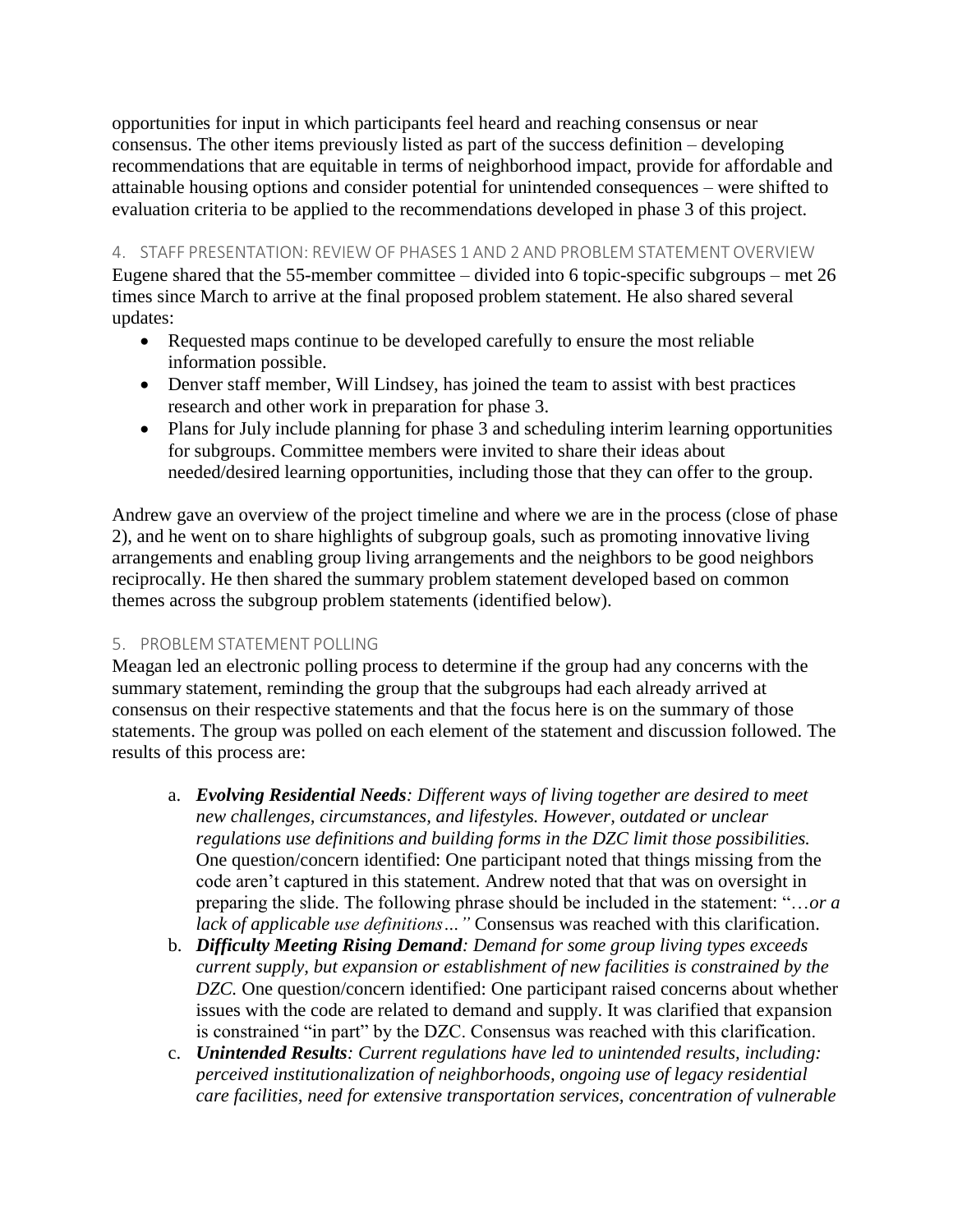opportunities for input in which participants feel heard and reaching consensus or near consensus. The other items previously listed as part of the success definition – developing recommendations that are equitable in terms of neighborhood impact, provide for affordable and attainable housing options and consider potential for unintended consequences – were shifted to evaluation criteria to be applied to the recommendations developed in phase 3 of this project.

## 4. STAFF PRESENTATION: REVIEW OF PHASES 1 AND 2 AND PROBLEM STATEMENT OVERVIEW

Eugene shared that the 55-member committee – divided into 6 topic-specific subgroups – met 26 times since March to arrive at the final proposed problem statement. He also shared several updates:

- Requested maps continue to be developed carefully to ensure the most reliable information possible.
- Denver staff member, Will Lindsey, has joined the team to assist with best practices research and other work in preparation for phase 3.
- Plans for July include planning for phase 3 and scheduling interim learning opportunities for subgroups. Committee members were invited to share their ideas about needed/desired learning opportunities, including those that they can offer to the group.

Andrew gave an overview of the project timeline and where we are in the process (close of phase 2), and he went on to share highlights of subgroup goals, such as promoting innovative living arrangements and enabling group living arrangements and the neighbors to be good neighbors reciprocally. He then shared the summary problem statement developed based on common themes across the subgroup problem statements (identified below).

## 5. PROBLEM STATEMENT POLLING

Meagan led an electronic polling process to determine if the group had any concerns with the summary statement, reminding the group that the subgroups had each already arrived at consensus on their respective statements and that the focus here is on the summary of those statements. The group was polled on each element of the statement and discussion followed. The results of this process are:

a. ***Evolving Residential Needs****: Different ways of living together are desired to meet new challenges, circumstances, and lifestyles. However, outdated or unclear regulations use definitions and building forms in the DZC limit those possibilities.* One question/concern identified: One participant noted that things missing from the code aren't captured in this statement. Andrew noted that that was on oversight in preparing the slide. The following phrase should be included in the statement: "*…or a lack of applicable use definitions…"* Consensus was reached with this clarification.

b. ***Difficulty Meeting Rising Demand****: Demand for some group living types exceeds current supply, but expansion or establishment of new facilities is constrained by the DZC.* One question/concern identified: One participant raised concerns about whether issues with the code are related to demand and supply. It was clarified that expansion is constrained "in part" by the DZC. Consensus was reached with this clarification.

c. ***Unintended Results****: Current regulations have led to unintended results, including: perceived institutionalization of neighborhoods, ongoing use of legacy residential care facilities, need for extensive transportation services, concentration of vulnerable*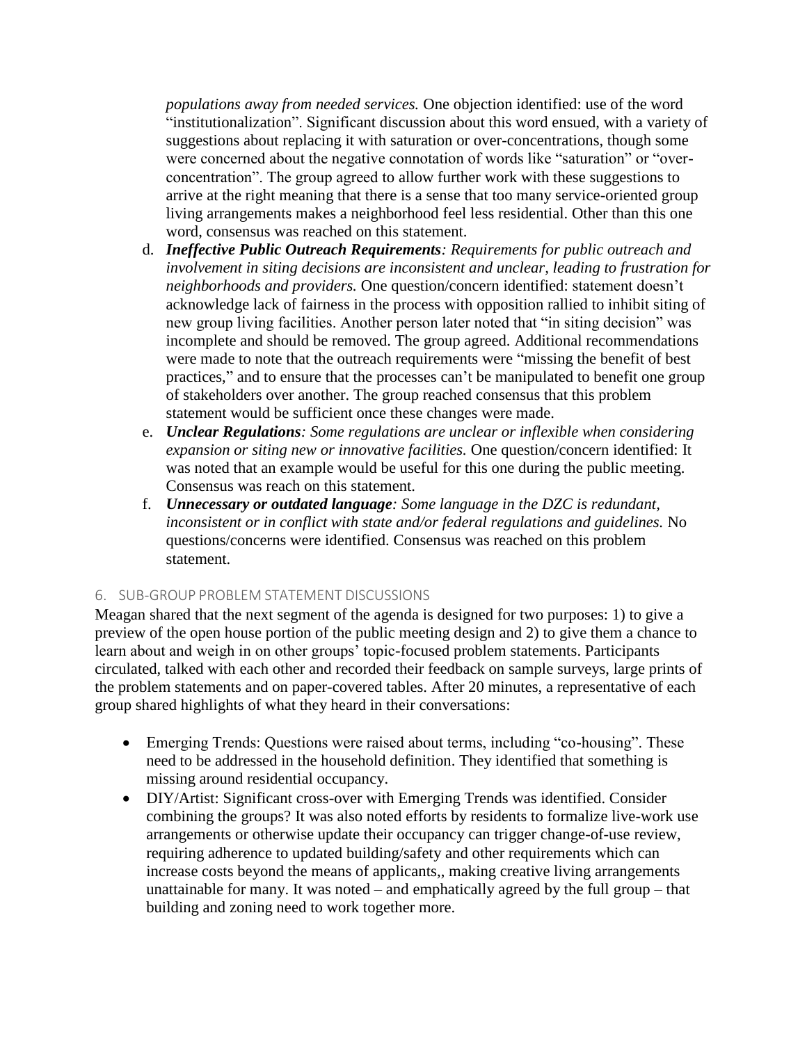*populations away from needed services.* One objection identified: use of the word "institutionalization". Significant discussion about this word ensued, with a variety of suggestions about replacing it with saturation or over-concentrations, though some were concerned about the negative connotation of words like "saturation" or "over-concentration". The group agreed to allow further work with these suggestions to arrive at the right meaning that there is a sense that too many service-oriented group living arrangements makes a neighborhood feel less residential. Other than this one word, consensus was reached on this statement.

d. ***Ineffective Public Outreach Requirements****: Requirements for public outreach and involvement in siting decisions are inconsistent and unclear, leading to frustration for neighborhoods and providers.* One question/concern identified: statement doesn't acknowledge lack of fairness in the process with opposition rallied to inhibit siting of new group living facilities. Another person later noted that "in siting decision" was incomplete and should be removed. The group agreed. Additional recommendations were made to note that the outreach requirements were "missing the benefit of best practices," and to ensure that the processes can't be manipulated to benefit one group of stakeholders over another. The group reached consensus that this problem statement would be sufficient once these changes were made.

e. ***Unclear Regulations****: Some regulations are unclear or inflexible when considering expansion or siting new or innovative facilities.* One question/concern identified: It was noted that an example would be useful for this one during the public meeting. Consensus was reach on this statement.

f. ***Unnecessary or outdated language****: Some language in the DZC is redundant, inconsistent or in conflict with state and/or federal regulations and guidelines.* No questions/concerns were identified. Consensus was reached on this problem statement.

## 6. SUB-GROUP PROBLEM STATEMENT DISCUSSIONS

Meagan shared that the next segment of the agenda is designed for two purposes: 1) to give a preview of the open house portion of the public meeting design and 2) to give them a chance to learn about and weigh in on other groups' topic-focused problem statements. Participants circulated, talked with each other and recorded their feedback on sample surveys, large prints of the problem statements and on paper-covered tables. After 20 minutes, a representative of each group shared highlights of what they heard in their conversations:

- Emerging Trends: Questions were raised about terms, including "co-housing". These need to be addressed in the household definition. They identified that something is missing around residential occupancy.
- DIY/Artist: Significant cross-over with Emerging Trends was identified. Consider combining the groups? It was also noted efforts by residents to formalize live-work use arrangements or otherwise update their occupancy can trigger change-of-use review, requiring adherence to updated building/safety and other requirements which can increase costs beyond the means of applicants,, making creative living arrangements unattainable for many. It was noted – and emphatically agreed by the full group – that building and zoning need to work together more.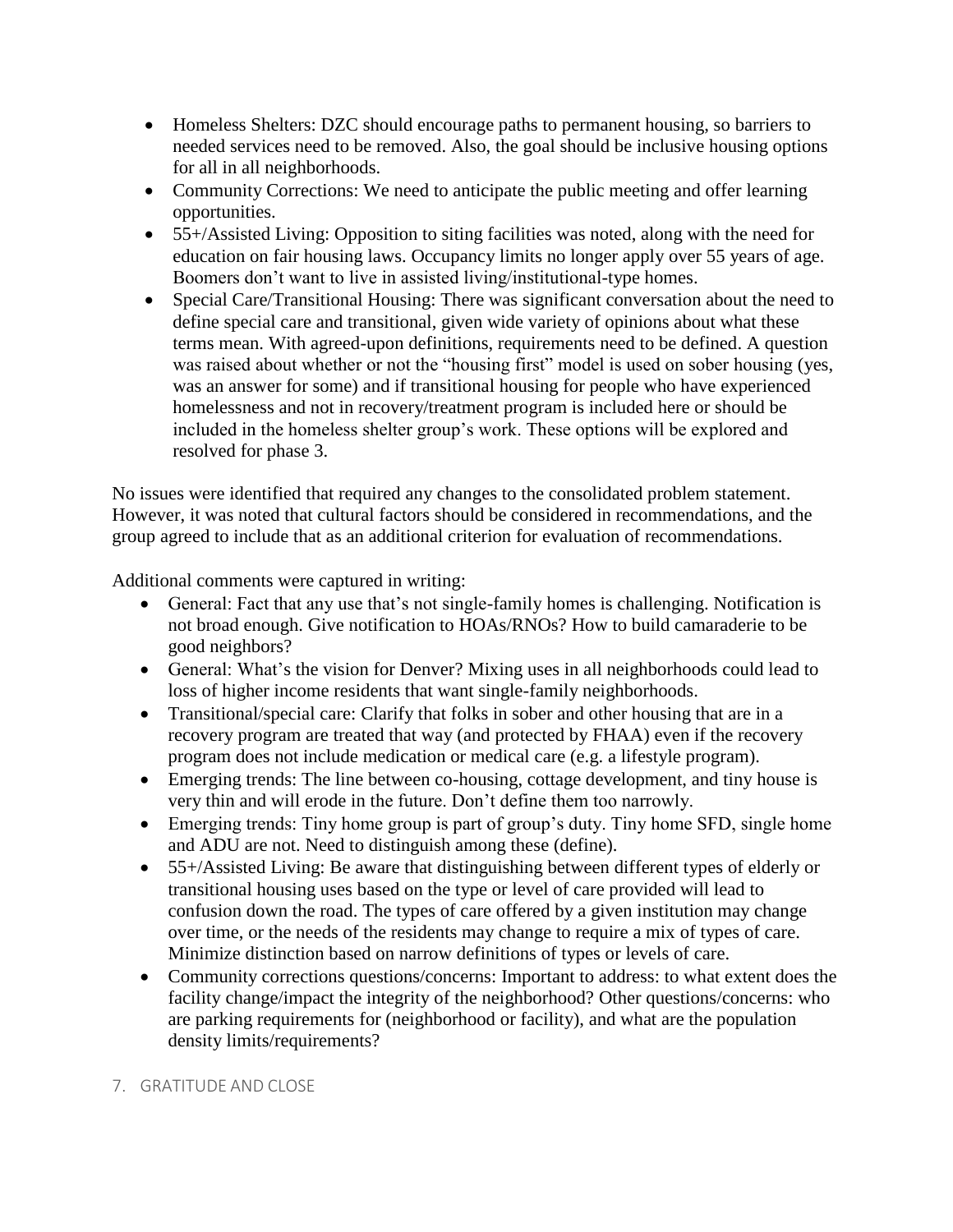- Homeless Shelters: DZC should encourage paths to permanent housing, so barriers to needed services need to be removed. Also, the goal should be inclusive housing options for all in all neighborhoods.
- Community Corrections: We need to anticipate the public meeting and offer learning opportunities.
- 55+/Assisted Living: Opposition to siting facilities was noted, along with the need for education on fair housing laws. Occupancy limits no longer apply over 55 years of age. Boomers don't want to live in assisted living/institutional-type homes.
- Special Care/Transitional Housing: There was significant conversation about the need to define special care and transitional, given wide variety of opinions about what these terms mean. With agreed-upon definitions, requirements need to be defined. A question was raised about whether or not the "housing first" model is used on sober housing (yes, was an answer for some) and if transitional housing for people who have experienced homelessness and not in recovery/treatment program is included here or should be included in the homeless shelter group's work. These options will be explored and resolved for phase 3.

No issues were identified that required any changes to the consolidated problem statement. However, it was noted that cultural factors should be considered in recommendations, and the group agreed to include that as an additional criterion for evaluation of recommendations.

Additional comments were captured in writing:

- General: Fact that any use that's not single-family homes is challenging. Notification is not broad enough. Give notification to HOAs/RNOs? How to build camaraderie to be good neighbors?
- General: What's the vision for Denver? Mixing uses in all neighborhoods could lead to loss of higher income residents that want single-family neighborhoods.
- Transitional/special care: Clarify that folks in sober and other housing that are in a recovery program are treated that way (and protected by FHAA) even if the recovery program does not include medication or medical care (e.g. a lifestyle program).
- Emerging trends: The line between co-housing, cottage development, and tiny house is very thin and will erode in the future. Don't define them too narrowly.
- Emerging trends: Tiny home group is part of group's duty. Tiny home SFD, single home and ADU are not. Need to distinguish among these (define).
- 55+/Assisted Living: Be aware that distinguishing between different types of elderly or transitional housing uses based on the type or level of care provided will lead to confusion down the road. The types of care offered by a given institution may change over time, or the needs of the residents may change to require a mix of types of care. Minimize distinction based on narrow definitions of types or levels of care.
- Community corrections questions/concerns: Important to address: to what extent does the facility change/impact the integrity of the neighborhood? Other questions/concerns: who are parking requirements for (neighborhood or facility), and what are the population density limits/requirements?

## 7. GRATITUDE AND CLOSE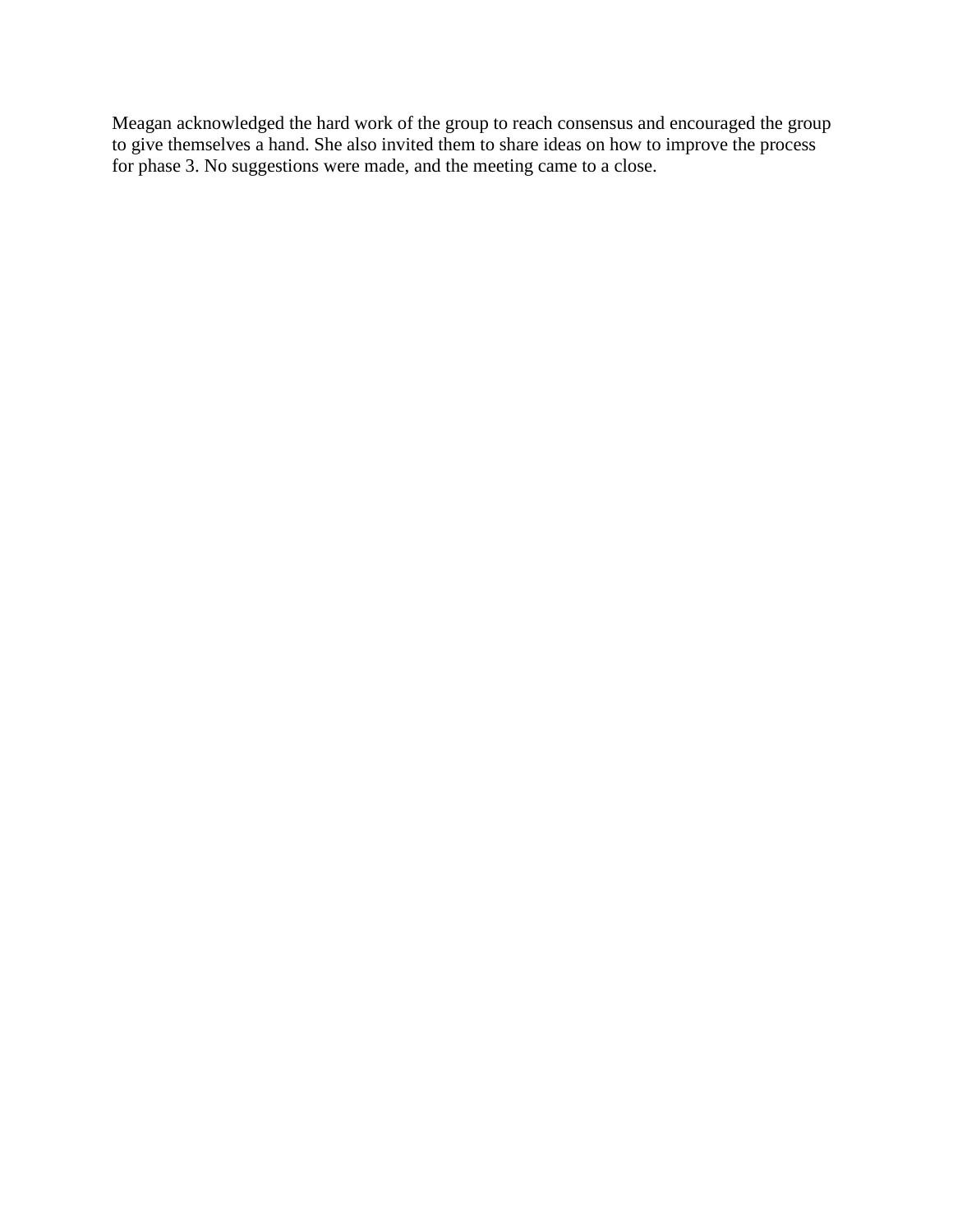Meagan acknowledged the hard work of the group to reach consensus and encouraged the group to give themselves a hand. She also invited them to share ideas on how to improve the process for phase 3. No suggestions were made, and the meeting came to a close.